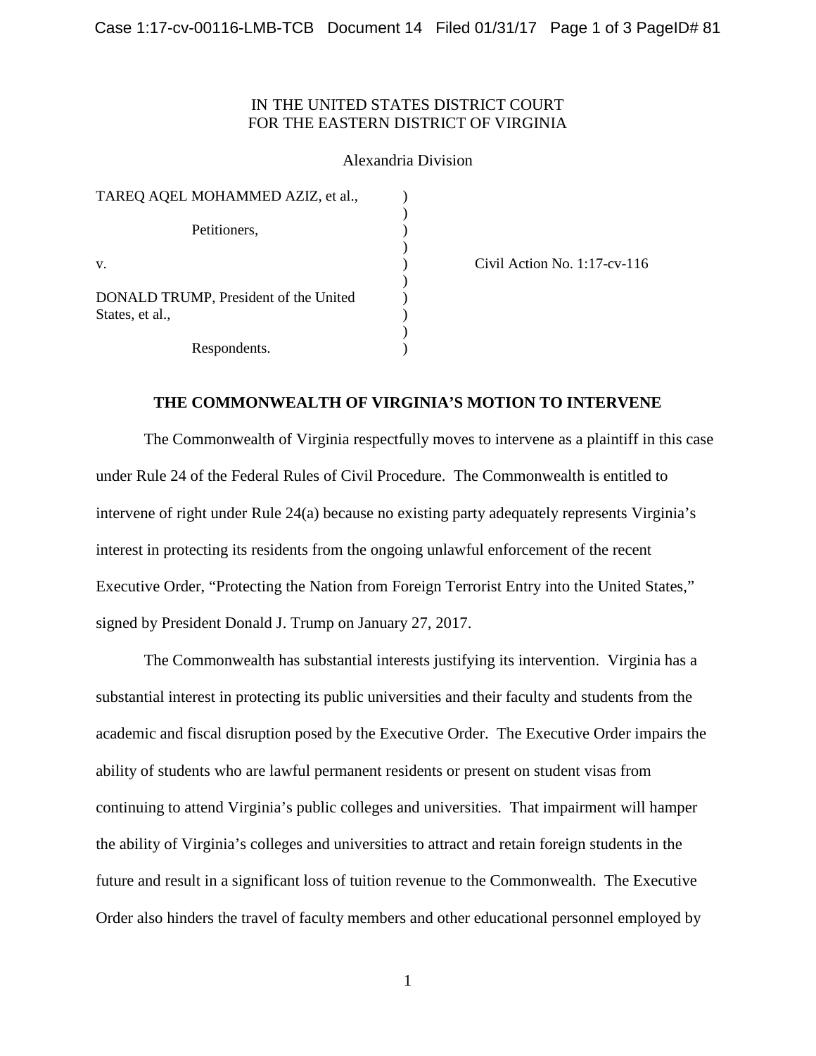IN THE UNITED STATES DISTRICT COURT
FOR THE EASTERN DISTRICT OF VIRGINIA

Alexandria Division

| | | |
|---|---|---|
| TAREQ AQEL MOHAMMED AZIZ, et al., | ) | |
| Petitioners, | ) | |
| v. | ) | Civil Action No. 1:17-cv-116 |
| DONALD TRUMP, President of the United States, et al., | ) | |
| Respondents. | ) | |

## THE COMMONWEALTH OF VIRGINIA'S MOTION TO INTERVENE

The Commonwealth of Virginia respectfully moves to intervene as a plaintiff in this case under Rule 24 of the Federal Rules of Civil Procedure. The Commonwealth is entitled to intervene of right under Rule 24(a) because no existing party adequately represents Virginia's interest in protecting its residents from the ongoing unlawful enforcement of the recent Executive Order, "Protecting the Nation from Foreign Terrorist Entry into the United States," signed by President Donald J. Trump on January 27, 2017.

The Commonwealth has substantial interests justifying its intervention. Virginia has a substantial interest in protecting its public universities and their faculty and students from the academic and fiscal disruption posed by the Executive Order. The Executive Order impairs the ability of students who are lawful permanent residents or present on student visas from continuing to attend Virginia's public colleges and universities. That impairment will hamper the ability of Virginia's colleges and universities to attract and retain foreign students in the future and result in a significant loss of tuition revenue to the Commonwealth. The Executive Order also hinders the travel of faculty members and other educational personnel employed by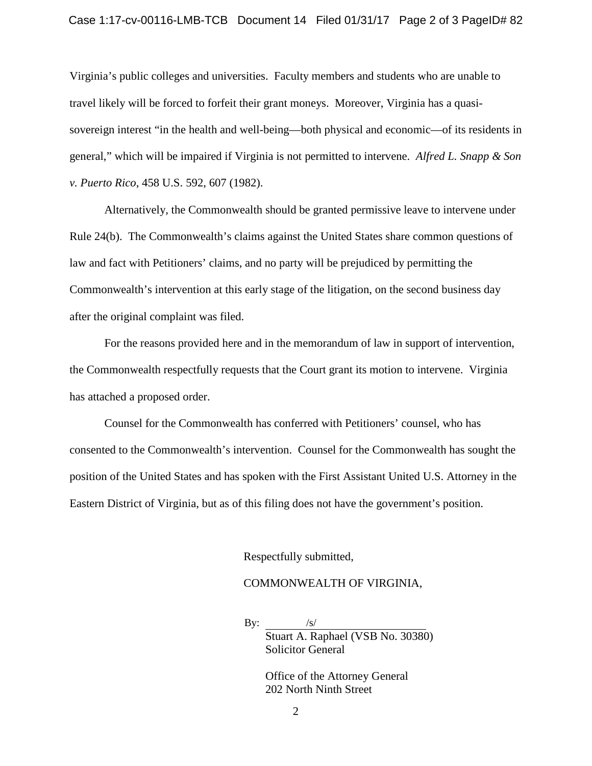Virginia's public colleges and universities. Faculty members and students who are unable to travel likely will be forced to forfeit their grant moneys. Moreover, Virginia has a quasi-sovereign interest "in the health and well-being—both physical and economic—of its residents in general," which will be impaired if Virginia is not permitted to intervene. *Alfred L. Snapp & Son v. Puerto Rico*, 458 U.S. 592, 607 (1982).

Alternatively, the Commonwealth should be granted permissive leave to intervene under Rule 24(b). The Commonwealth's claims against the United States share common questions of law and fact with Petitioners' claims, and no party will be prejudiced by permitting the Commonwealth's intervention at this early stage of the litigation, on the second business day after the original complaint was filed.

For the reasons provided here and in the memorandum of law in support of intervention, the Commonwealth respectfully requests that the Court grant its motion to intervene. Virginia has attached a proposed order.

Counsel for the Commonwealth has conferred with Petitioners' counsel, who has consented to the Commonwealth's intervention. Counsel for the Commonwealth has sought the position of the United States and has spoken with the First Assistant United U.S. Attorney in the Eastern District of Virginia, but as of this filing does not have the government's position.

Respectfully submitted,

COMMONWEALTH OF VIRGINIA,

By: /s/
Stuart A. Raphael (VSB No. 30380)
Solicitor General

Office of the Attorney General
202 North Ninth Street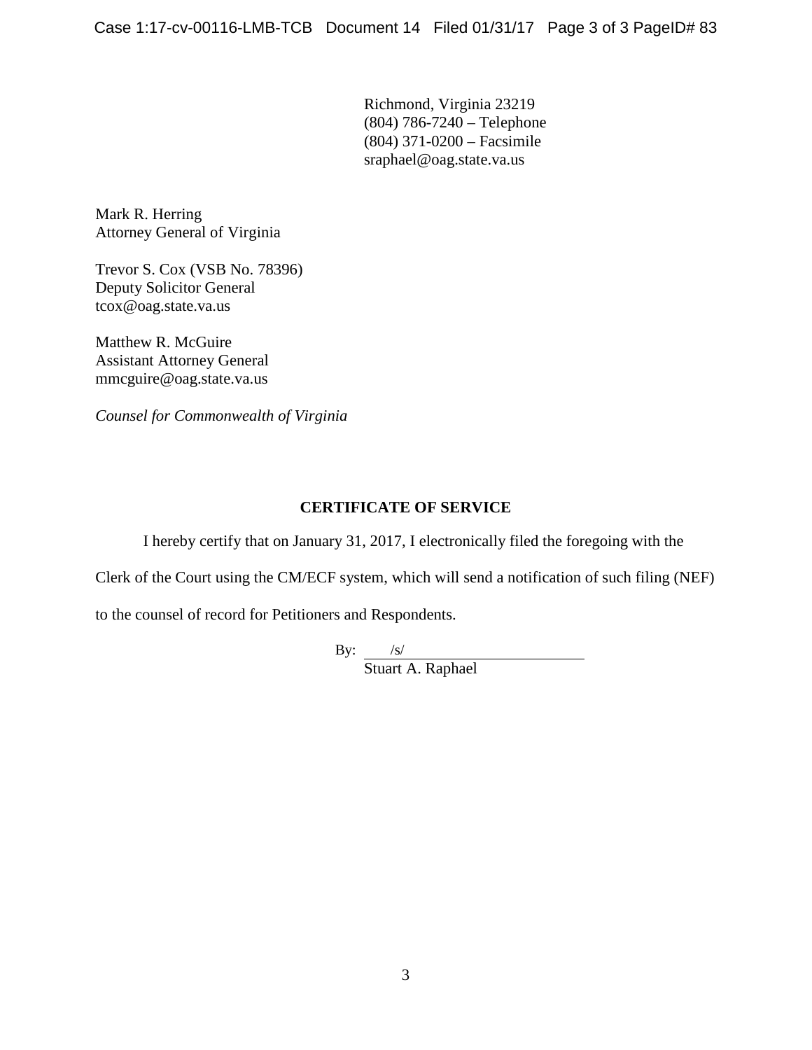Richmond, Virginia 23219
(804) 786-7240 – Telephone
(804) 371-0200 – Facsimile
sraphael@oag.state.va.us

Mark R. Herring
Attorney General of Virginia

Trevor S. Cox (VSB No. 78396)
Deputy Solicitor General
tcox@oag.state.va.us

Matthew R. McGuire
Assistant Attorney General
mmcguire@oag.state.va.us

*Counsel for Commonwealth of Virginia*

**CERTIFICATE OF SERVICE**

I hereby certify that on January 31, 2017, I electronically filed the foregoing with the Clerk of the Court using the CM/ECF system, which will send a notification of such filing (NEF) to the counsel of record for Petitioners and Respondents.

By: /s/
Stuart A. Raphael